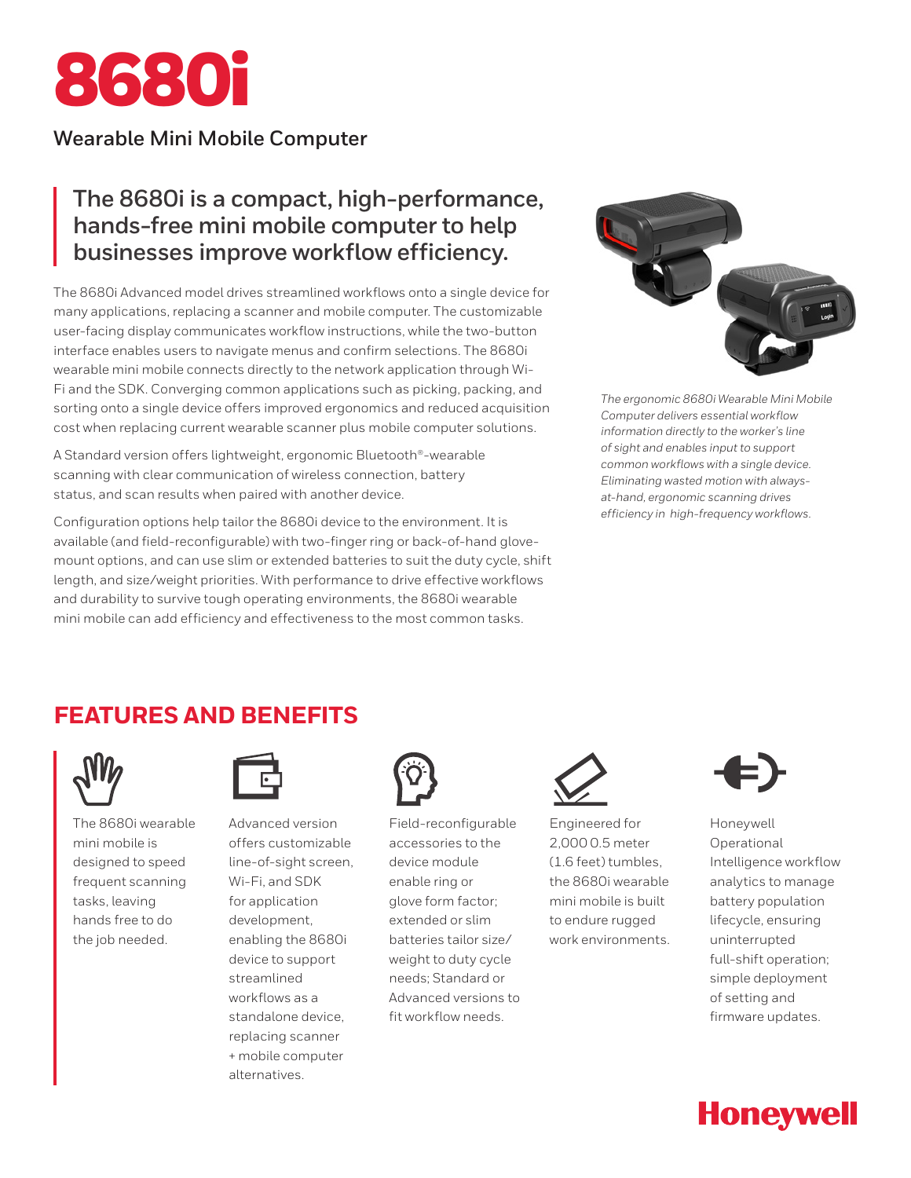# 8680i

## Wearable Mini Mobile Computer

### The 8680i is a compact, high-performance, hands-free mini mobile computer to help businesses improve workflow efficiency.

The 8680i Advanced model drives streamlined workflows onto a single device for many applications, replacing a scanner and mobile computer. The customizable user-facing display communicates workflow instructions, while the two-button interface enables users to navigate menus and confirm selections. The 8680i wearable mini mobile connects directly to the network application through Wi-Fi and the SDK. Converging common applications such as picking, packing, and sorting onto a single device offers improved ergonomics and reduced acquisition cost when replacing current wearable scanner plus mobile computer solutions.

A Standard version offers lightweight, ergonomic Bluetooth®-wearable scanning with clear communication of wireless connection, battery status, and scan results when paired with another device.

Configuration options help tailor the 8680i device to the environment. It is available (and field-reconfigurable) with two-finger ring or back-of-hand glove-mount options, and can use slim or extended batteries to suit the duty cycle, shift length, and size/weight priorities. With performance to drive effective workflows and durability to survive tough operating environments, the 8680i wearable mini mobile can add efficiency and effectiveness to the most common tasks.

*The ergonomic 8680i Wearable Mini Mobile Computer delivers essential workflow information directly to the worker's line of sight and enables input to support common workflows with a single device. Eliminating wasted motion with always-at-hand, ergonomic scanning drives efficiency in high-frequency workflows.*

## FEATURES AND BENEFITS

- The 8680i wearable mini mobile is designed to speed frequent scanning tasks, leaving hands free to do the job needed.
- Advanced version offers customizable line-of-sight screen, Wi-Fi, and SDK for application development, enabling the 8680i device to support streamlined workflows as a standalone device, replacing scanner + mobile computer alternatives.
- Field-reconfigurable accessories to the device module enable ring or glove form factor; extended or slim batteries tailor size/weight to duty cycle needs; Standard or Advanced versions to fit workflow needs.
- Engineered for 2,000 0.5 meter (1.6 feet) tumbles, the 8680i wearable mini mobile is built to endure rugged work environments.
- Honeywell Operational Intelligence workflow analytics to manage battery population lifecycle, ensuring uninterrupted full-shift operation; simple deployment of setting and firmware updates.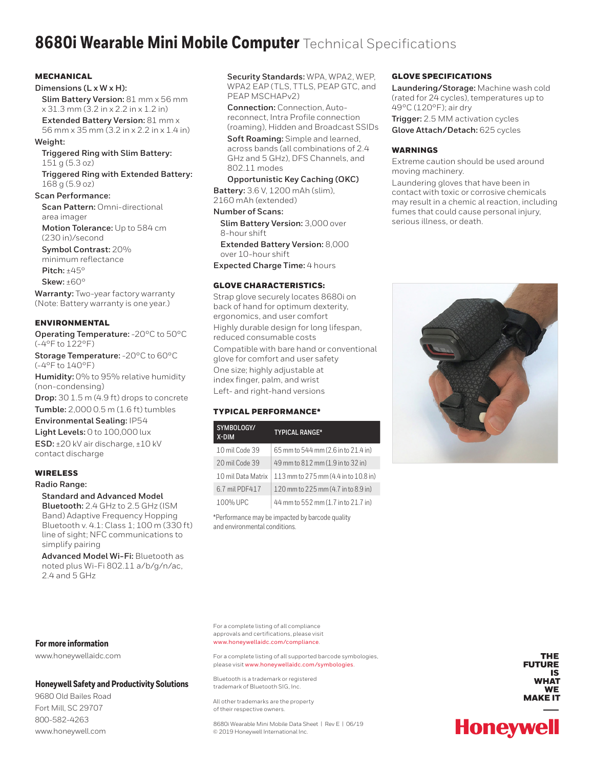# 8680i Wearable Mini Mobile Computer Technical Specifications

## MECHANICAL

**Dimensions (L x W x H):**

**Slim Battery Version:** 81 mm x 56 mm x 31.3 mm (3.2 in x 2.2 in x 1.2 in)

**Extended Battery Version:** 81 mm x 56 mm x 35 mm (3.2 in x 2.2 in x 1.4 in)

**Weight:**

**Triggered Ring with Slim Battery:** 151 g (5.3 oz)

**Triggered Ring with Extended Battery:** 168 g (5.9 oz)

**Scan Performance:**

**Scan Pattern:** Omni-directional area imager

**Motion Tolerance:** Up to 584 cm (230 in)/second

**Symbol Contrast:** 20% minimum reflectance

**Pitch:** ±45°

**Skew:** ±60°

**Warranty:** Two-year factory warranty (Note: Battery warranty is one year.)

## ENVIRONMENTAL

**Operating Temperature:** -20°C to 50°C (-4°F to 122°F)

**Storage Temperature:** -20°C to 60°C (-4°F to 140°F)

**Humidity:** 0% to 95% relative humidity (non-condensing)

**Drop:** 30 1.5 m (4.9 ft) drops to concrete

**Tumble:** 2,000 0.5 m (1.6 ft) tumbles

**Environmental Sealing:** IP54

**Light Levels:** 0 to 100,000 lux

**ESD:** ±20 kV air discharge, ±10 kV contact discharge

## WIRELESS

**Radio Range:**

**Standard and Advanced Model Bluetooth:** 2.4 GHz to 2.5 GHz (ISM Band) Adaptive Frequency Hopping Bluetooth v. 4.1: Class 1; 100 m (330 ft) line of sight; NFC communications to simplify pairing

**Advanced Model Wi-Fi:** Bluetooth as noted plus Wi-Fi 802.11 a/b/g/n/ac, 2.4 and 5 GHz

**Security Standards:** WPA, WPA2, WEP, WPA2 EAP (TLS, TTLS, PEAP GTC, and PEAP MSCHAPv2)

**Connection:** Connection, Auto-reconnect, Intra Profile connection (roaming), Hidden and Broadcast SSIDs

**Soft Roaming:** Simple and learned, across bands (all combinations of 2.4 GHz and 5 GHz), DFS Channels, and 802.11 modes

**Opportunistic Key Caching (OKC)**

**Battery:** 3.6 V, 1200 mAh (slim), 2160 mAh (extended)

**Number of Scans:**

**Slim Battery Version:** 3,000 over 8-hour shift

**Extended Battery Version:** 8,000 over 10-hour shift

**Expected Charge Time:** 4 hours

## GLOVE CHARACTERISTICS:

Strap glove securely locates 8680i on back of hand for optimum dexterity, ergonomics, and user comfort

Highly durable design for long lifespan, reduced consumable costs

Compatible with bare hand or conventional glove for comfort and user safety

One size; highly adjustable at index finger, palm, and wrist

Left- and right-hand versions

## TYPICAL PERFORMANCE*

| SYMBOLOGY/ X-DIM | TYPICAL RANGE* |
|---|---|
| 10 mil Code 39 | 65 mm to 544 mm (2.6 in to 21.4 in) |
| 20 mil Code 39 | 49 mm to 812 mm (1.9 in to 32 in) |
| 10 mil Data Matrix | 113 mm to 275 mm (4.4 in to 10.8 in) |
| 6.7 mil PDF417 | 120 mm to 225 mm (4.7 in to 8.9 in) |
| 100% UPC | 44 mm to 552 mm (1.7 in to 21.7 in) |

*Performance may be impacted by barcode quality and environmental conditions.

## GLOVE SPECIFICATIONS

**Laundering/Storage:** Machine wash cold (rated for 24 cycles), temperatures up to 49°C (120°F); air dry

**Trigger:** 2.5 MM activation cycles

**Glove Attach/Detach:** 625 cycles

## WARNINGS

Extreme caution should be used around moving machinery.

Laundering gloves that have been in contact with toxic or corrosive chemicals may result in a chemic al reaction, including fumes that could cause personal injury, serious illness, or death.

**For more information**

www.honeywellaidc.com

**Honeywell Safety and Productivity Solutions**

9680 Old Bailes Road
Fort Mill, SC 29707
800-582-4263
www.honeywell.com

For a complete listing of all compliance approvals and certifications, please visit www.honeywellaidc.com/compliance.

For a complete listing of all supported barcode symbologies, please visit www.honeywellaidc.com/symbologies.

Bluetooth is a trademark or registered trademark of Bluetooth SIG, Inc.

All other trademarks are the property of their respective owners.

8680i Wearable Mini Mobile Computer Data Sheet | Rev E | 06/19
© 2019 Honeywell International Inc.

THE FUTURE IS WHAT WE MAKE IT

Honeywell